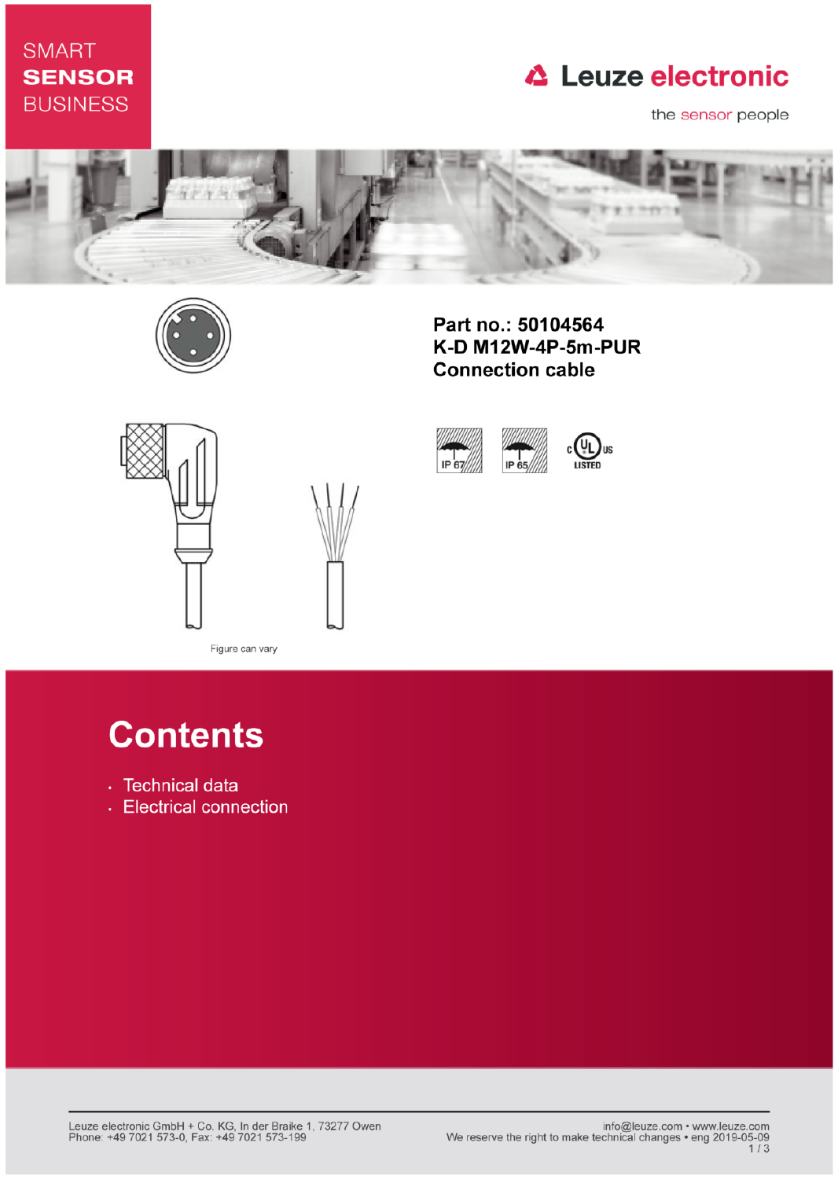SMART
**SENSOR**
BUSINESS

Leuze electronic

the sensor people

**Part no.: 50104564**
**K-D M12W-4P-5m-PUR**
**Connection cable**

IP 67 IP 65 c UL us LISTED

Figure can vary

# Contents

- Technical data
- Electrical connection

Leuze electronic GmbH + Co. KG, In der Braike 1, 73277 Owen
Phone: +49 7021 573-0, Fax: +49 7021 573-199

info@leuze.com • www.leuze.com
We reserve the right to make technical changes • eng 2019-05-09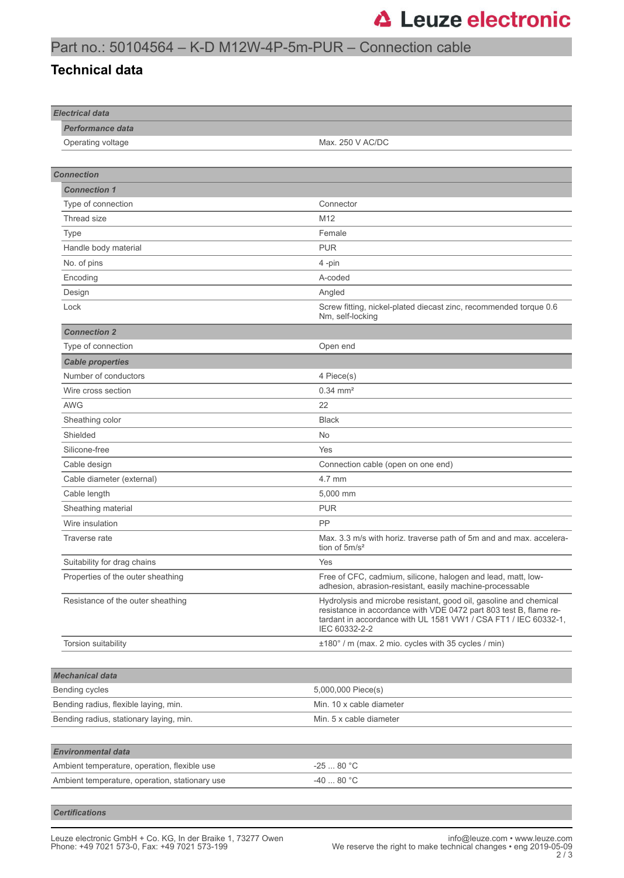# Part no.: 50104564 – K-D M12W-4P-5m-PUR – Connection cable

## Technical data

| ***Electrical data*** | |
|---|---|
| ***Performance data*** | |
| Operating voltage | Max. 250 V AC/DC |

| ***Connection*** | |
|---|---|
| ***Connection 1*** | |
| Type of connection | Connector |
| Thread size | M12 |
| Type | Female |
| Handle body material | PUR |
| No. of pins | 4 -pin |
| Encoding | A-coded |
| Design | Angled |
| Lock | Screw fitting, nickel-plated diecast zinc, recommended torque 0.6 Nm, self-locking |
| ***Connection 2*** | |
| Type of connection | Open end |
| ***Cable properties*** | |
| Number of conductors | 4 Piece(s) |
| Wire cross section | 0.34 mm² |
| AWG | 22 |
| Sheathing color | Black |
| Shielded | No |
| Silicone-free | Yes |
| Cable design | Connection cable (open on one end) |
| Cable diameter (external) | 4.7 mm |
| Cable length | 5,000 mm |
| Sheathing material | PUR |
| Wire insulation | PP |
| Traverse rate | Max. 3.3 m/s with horiz. traverse path of 5m and and max. acceleration of 5m/s² |
| Suitability for drag chains | Yes |
| Properties of the outer sheathing | Free of CFC, cadmium, silicone, halogen and lead, matt, low-adhesion, abrasion-resistant, easily machine-processable |
| Resistance of the outer sheathing | Hydrolysis and microbe resistant, good oil, gasoline and chemical resistance in accordance with VDE 0472 part 803 test B, flame retardant in accordance with UL 1581 VW1 / CSA FT1 / IEC 60332-1, IEC 60332-2-2 |
| Torsion suitability | ±180° / m (max. 2 mio. cycles with 35 cycles / min) |

| ***Mechanical data*** | |
|---|---|
| Bending cycles | 5,000,000 Piece(s) |
| Bending radius, flexible laying, min. | Min. 10 x cable diameter |
| Bending radius, stationary laying, min. | Min. 5 x cable diameter |

| ***Environmental data*** | |
|---|---|
| Ambient temperature, operation, flexible use | -25 ... 80 °C |
| Ambient temperature, operation, stationary use | -40 ... 80 °C |

| ***Certifications*** | |
|---|---|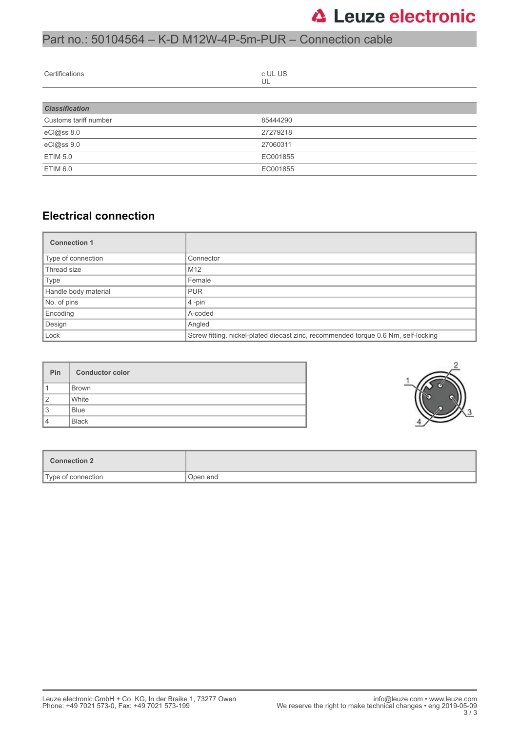# Part no.: 50104564 – K-D M12W-4P-5m-PUR – Connection cable

| | |
|---|---|
| Certifications | c UL US<br>UL |

| *Classification* | |
|---|---|
| Customs tariff number | 85444290 |
| eCl@ss 8.0 | 27279218 |
| eCl@ss 9.0 | 27060311 |
| ETIM 5.0 | EC001855 |
| ETIM 6.0 | EC001855 |

## Electrical connection

| **Connection 1** | |
|---|---|
| Type of connection | Connector |
| Thread size | M12 |
| Type | Female |
| Handle body material | PUR |
| No. of pins | 4 -pin |
| Encoding | A-coded |
| Design | Angled |
| Lock | Screw fitting, nickel-plated diecast zinc, recommended torque 0.6 Nm, self-locking |

| Pin | Conductor color |
|---|---|
| 1 | Brown |
| 2 | White |
| 3 | Blue |
| 4 | Black |

2
1
3
4

| **Connection 2** | |
|---|---|
| Type of connection | Open end |

Leuze electronic GmbH + Co. KG, In der Braike 1, 73277 Owen
Phone: +49 7021 573-0, Fax: +49 7021 573-199

info@leuze.com • www.leuze.com
We reserve the right to make technical changes • eng 2019-05-09